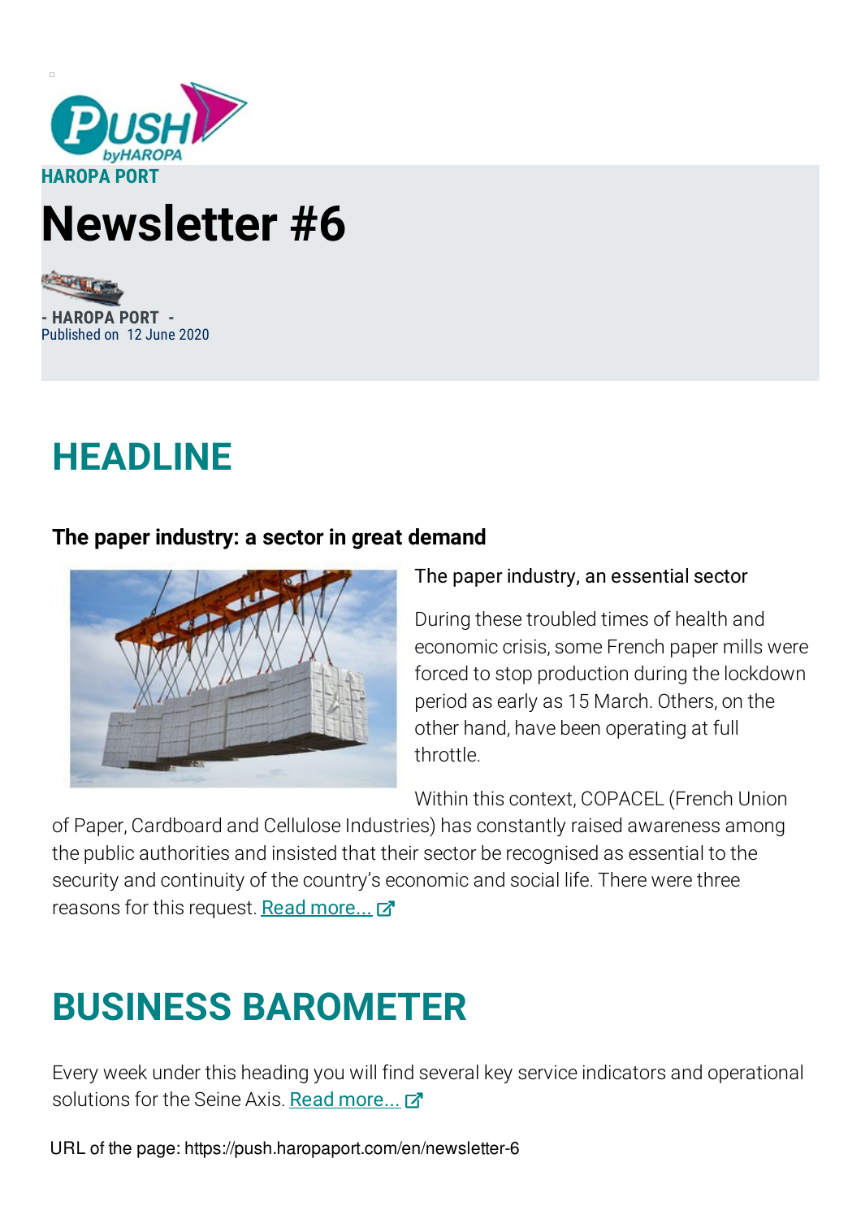HAROPA PORT

# Newsletter #6

- HAROPA PORT -
Published on 12 June 2020

## HEADLINE

### The paper industry: a sector in great demand

The paper industry, an essential sector

During these troubled times of health and economic crisis, some French paper mills were forced to stop production during the lockdown period as early as 15 March. Others, on the other hand, have been operating at full throttle.

Within this context, COPACEL (French Union of Paper, Cardboard and Cellulose Industries) has constantly raised awareness among the public authorities and insisted that their sector be recognised as essential to the security and continuity of the country's economic and social life. There were three reasons for this request. Read more...

## BUSINESS BAROMETER

Every week under this heading you will find several key service indicators and operational solutions for the Seine Axis. Read more...

URL of the page: https://push.haropaport.com/en/newsletter-6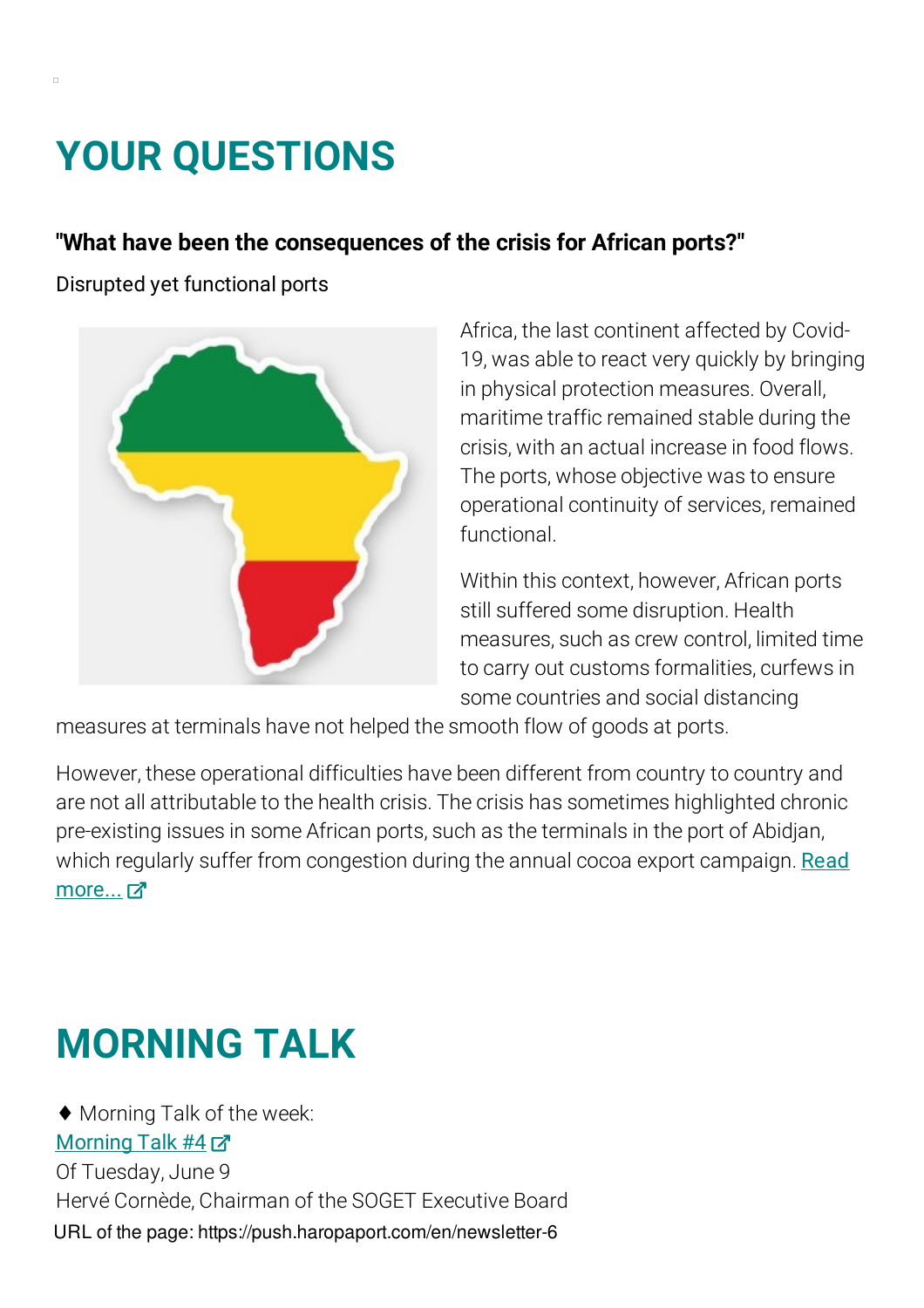# YOUR QUESTIONS

**"What have been the consequences of the crisis for African ports?"**

Disrupted yet functional ports

Africa, the last continent affected by Covid-19, was able to react very quickly by bringing in physical protection measures. Overall, maritime traffic remained stable during the crisis, with an actual increase in food flows. The ports, whose objective was to ensure operational continuity of services, remained functional.

Within this context, however, African ports still suffered some disruption. Health measures, such as crew control, limited time to carry out customs formalities, curfews in some countries and social distancing measures at terminals have not helped the smooth flow of goods at ports.

However, these operational difficulties have been different from country to country and are not all attributable to the health crisis. The crisis has sometimes highlighted chronic pre-existing issues in some African ports, such as the terminals in the port of Abidjan, which regularly suffer from congestion during the annual cocoa export campaign. Read more...

# MORNING TALK

♦ Morning Talk of the week:
Morning Talk #4
Of Tuesday, June 9
Hervé Cornède, Chairman of the SOGET Executive Board

URL of the page: https://push.haropaport.com/en/newsletter-6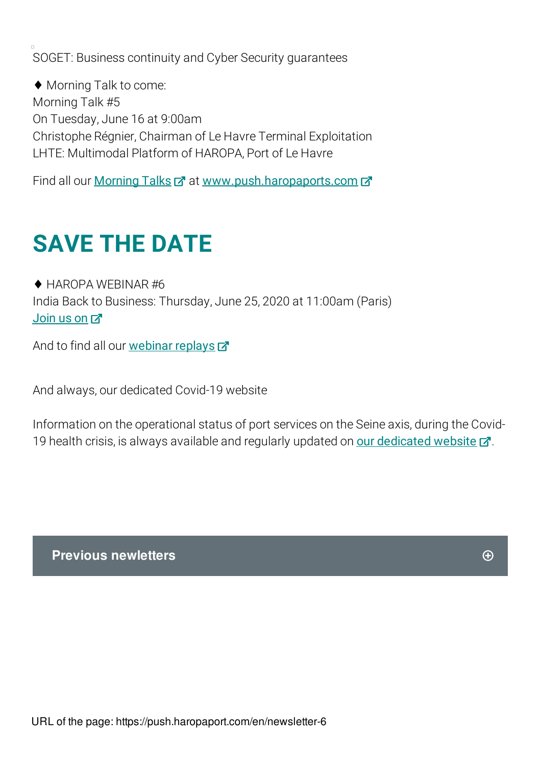SOGET: Business continuity and Cyber Security guarantees

♦ Morning Talk to come:
Morning Talk #5
On Tuesday, June 16 at 9:00am
Christophe Régnier, Chairman of Le Havre Terminal Exploitation
LHTE: Multimodal Platform of HAROPA, Port of Le Havre

Find all our Morning Talks at www.push.haropaports.com

# SAVE THE DATE

♦ HAROPA WEBINAR #6
India Back to Business: Thursday, June 25, 2020 at 11:00am (Paris)
Join us on

And to find all our webinar replays

And always, our dedicated Covid-19 website

Information on the operational status of port services on the Seine axis, during the Covid-19 health crisis, is always available and regularly updated on our dedicated website.

**Previous newsletters**

URL of the page: https://push.haropaport.com/en/newsletter-6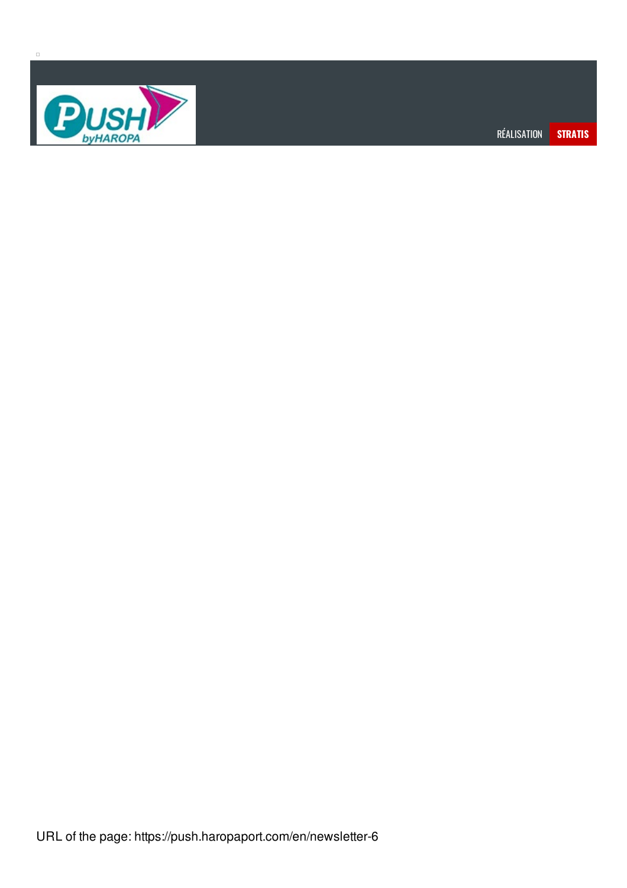RÉALISATION STRATIS

URL of the page: https://push.haropaport.com/en/newsletter-6